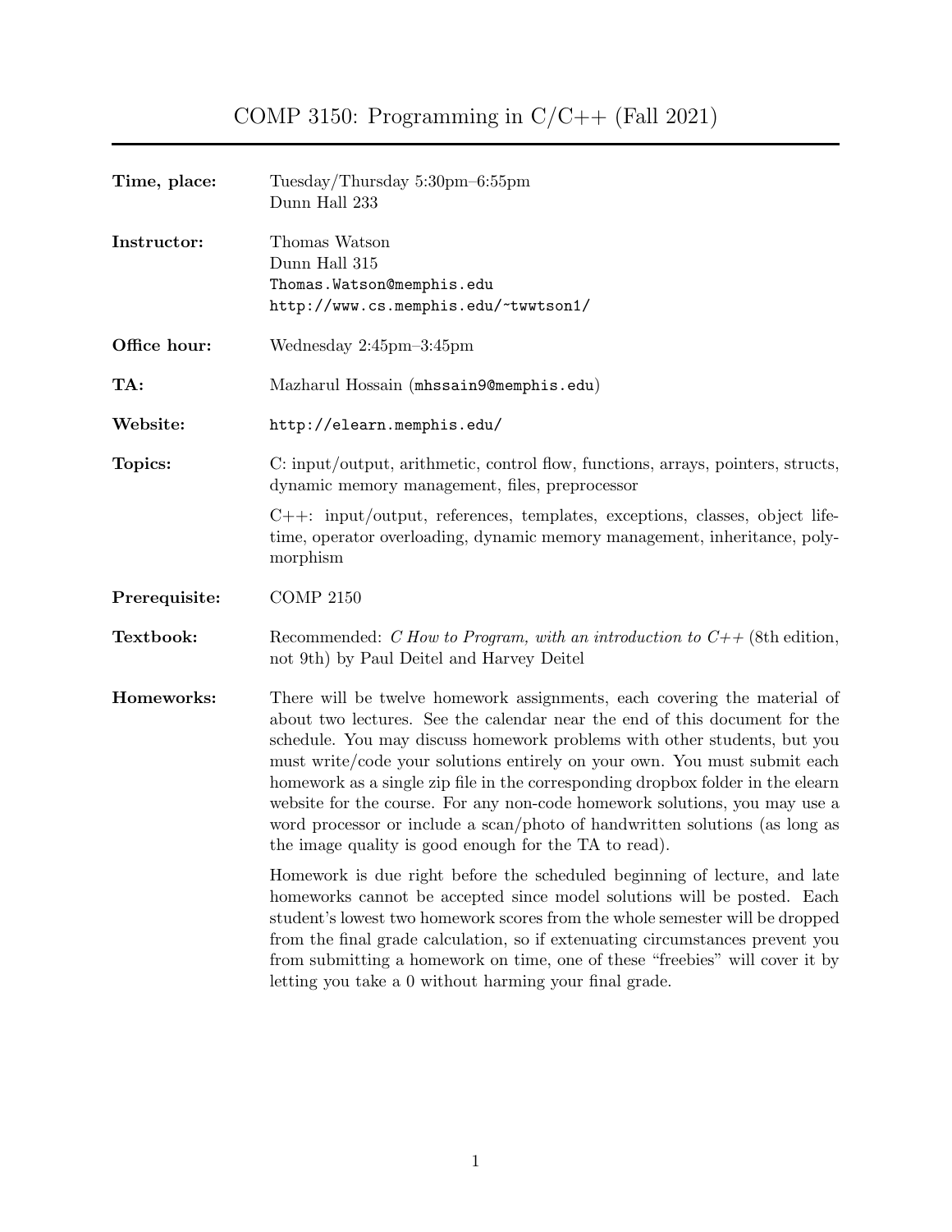# COMP 3150: Programming in C/C++ (Fall 2021)

**Time, place:** Tuesday/Thursday 5:30pm–6:55pm
Dunn Hall 233

**Instructor:** Thomas Watson
Dunn Hall 315
`Thomas.Watson@memphis.edu`
`http://www.cs.memphis.edu/~twwtson1/`

**Office hour:** Wednesday 2:45pm–3:45pm

**TA:** Mazharul Hossain (`mhssain9@memphis.edu`)

**Website:** `http://elearn.memphis.edu/`

**Topics:** C: input/output, arithmetic, control flow, functions, arrays, pointers, structs, dynamic memory management, files, preprocessor

C++: input/output, references, templates, exceptions, classes, object lifetime, operator overloading, dynamic memory management, inheritance, polymorphism

**Prerequisite:** COMP 2150

**Textbook:** Recommended: *C How to Program, with an introduction to C++* (8th edition, not 9th) by Paul Deitel and Harvey Deitel

**Homeworks:** There will be twelve homework assignments, each covering the material of about two lectures. See the calendar near the end of this document for the schedule. You may discuss homework problems with other students, but you must write/code your solutions entirely on your own. You must submit each homework as a single zip file in the corresponding dropbox folder in the elearn website for the course. For any non-code homework solutions, you may use a word processor or include a scan/photo of handwritten solutions (as long as the image quality is good enough for the TA to read).

Homework is due right before the scheduled beginning of lecture, and late homeworks cannot be accepted since model solutions will be posted. Each student's lowest two homework scores from the whole semester will be dropped from the final grade calculation, so if extenuating circumstances prevent you from submitting a homework on time, one of these "freebies" will cover it by letting you take a 0 without harming your final grade.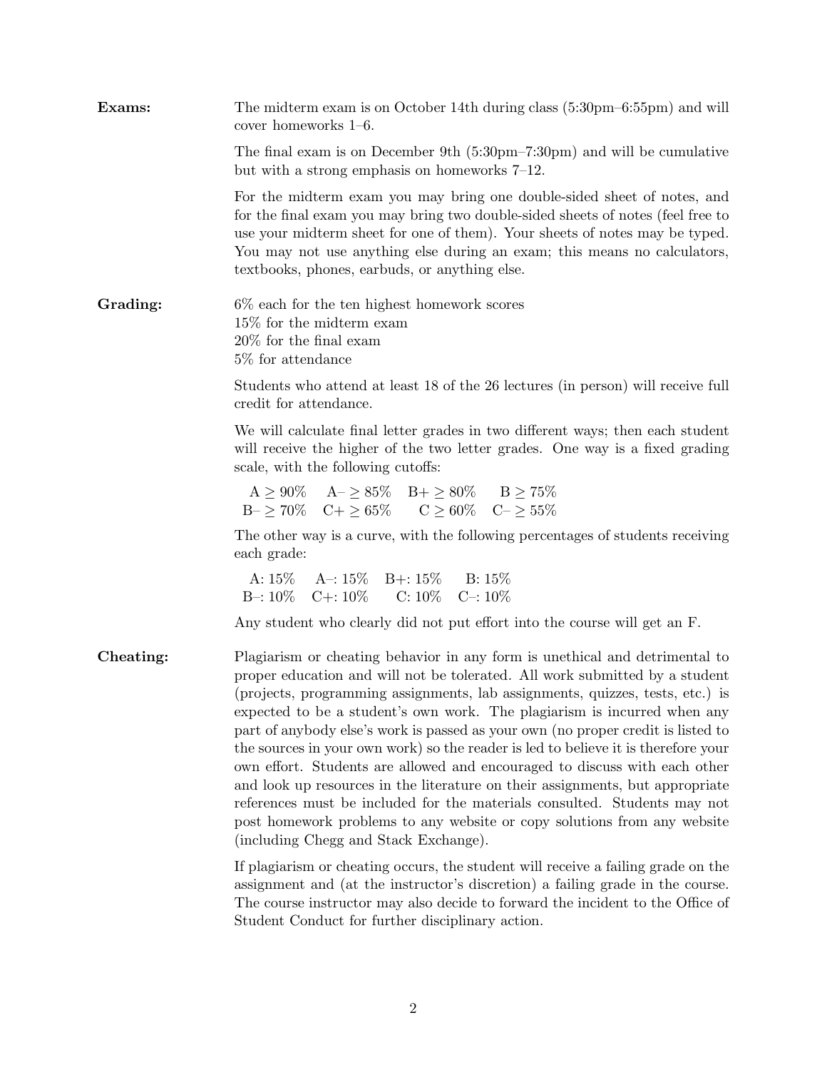**Exams:**

The midterm exam is on October 14th during class (5:30pm–6:55pm) and will cover homeworks 1–6.

The final exam is on December 9th (5:30pm–7:30pm) and will be cumulative but with a strong emphasis on homeworks 7–12.

For the midterm exam you may bring one double-sided sheet of notes, and for the final exam you may bring two double-sided sheets of notes (feel free to use your midterm sheet for one of them). Your sheets of notes may be typed. You may not use anything else during an exam; this means no calculators, textbooks, phones, earbuds, or anything else.

**Grading:**

6% each for the ten highest homework scores
15% for the midterm exam
20% for the final exam
5% for attendance

Students who attend at least 18 of the 26 lectures (in person) will receive full credit for attendance.

We will calculate final letter grades in two different ways; then each student will receive the higher of the two letter grades. One way is a fixed grading scale, with the following cutoffs:

| | | | |
|---|---|---|---|
| A $\geq$ 90% | A– $\geq$ 85% | B+ $\geq$ 80% | B $\geq$ 75% |
| B– $\geq$ 70% | C+ $\geq$ 65% | C $\geq$ 60% | C– $\geq$ 55% |

The other way is a curve, with the following percentages of students receiving each grade:

| | | | |
|---|---|---|---|
| A: 15% | A–: 15% | B+: 15% | B: 15% |
| B–: 10% | C+: 10% | C: 10% | C–: 10% |

Any student who clearly did not put effort into the course will get an F.

**Cheating:**

Plagiarism or cheating behavior in any form is unethical and detrimental to proper education and will not be tolerated. All work submitted by a student (projects, programming assignments, lab assignments, quizzes, tests, etc.) is expected to be a student's own work. The plagiarism is incurred when any part of anybody else's work is passed as your own (no proper credit is listed to the sources in your own work) so the reader is led to believe it is therefore your own effort. Students are allowed and encouraged to discuss with each other and look up resources in the literature on their assignments, but appropriate references must be included for the materials consulted. Students may not post homework problems to any website or copy solutions from any website (including Chegg and Stack Exchange).

If plagiarism or cheating occurs, the student will receive a failing grade on the assignment and (at the instructor's discretion) a failing grade in the course. The course instructor may also decide to forward the incident to the Office of Student Conduct for further disciplinary action.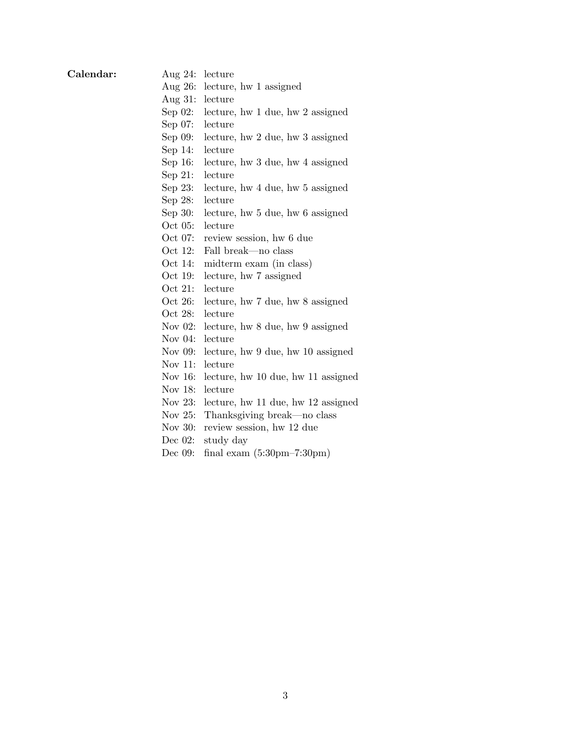**Calendar:**

| | |
|---|---|
| Aug 24: | lecture |
| Aug 26: | lecture, hw 1 assigned |
| Aug 31: | lecture |
| Sep 02: | lecture, hw 1 due, hw 2 assigned |
| Sep 07: | lecture |
| Sep 09: | lecture, hw 2 due, hw 3 assigned |
| Sep 14: | lecture |
| Sep 16: | lecture, hw 3 due, hw 4 assigned |
| Sep 21: | lecture |
| Sep 23: | lecture, hw 4 due, hw 5 assigned |
| Sep 28: | lecture |
| Sep 30: | lecture, hw 5 due, hw 6 assigned |
| Oct 05: | lecture |
| Oct 07: | review session, hw 6 due |
| Oct 12: | Fall break—no class |
| Oct 14: | midterm exam (in class) |
| Oct 19: | lecture, hw 7 assigned |
| Oct 21: | lecture |
| Oct 26: | lecture, hw 7 due, hw 8 assigned |
| Oct 28: | lecture |
| Nov 02: | lecture, hw 8 due, hw 9 assigned |
| Nov 04: | lecture |
| Nov 09: | lecture, hw 9 due, hw 10 assigned |
| Nov 11: | lecture |
| Nov 16: | lecture, hw 10 due, hw 11 assigned |
| Nov 18: | lecture |
| Nov 23: | lecture, hw 11 due, hw 12 assigned |
| Nov 25: | Thanksgiving break—no class |
| Nov 30: | review session, hw 12 due |
| Dec 02: | study day |
| Dec 09: | final exam (5:30pm–7:30pm) |